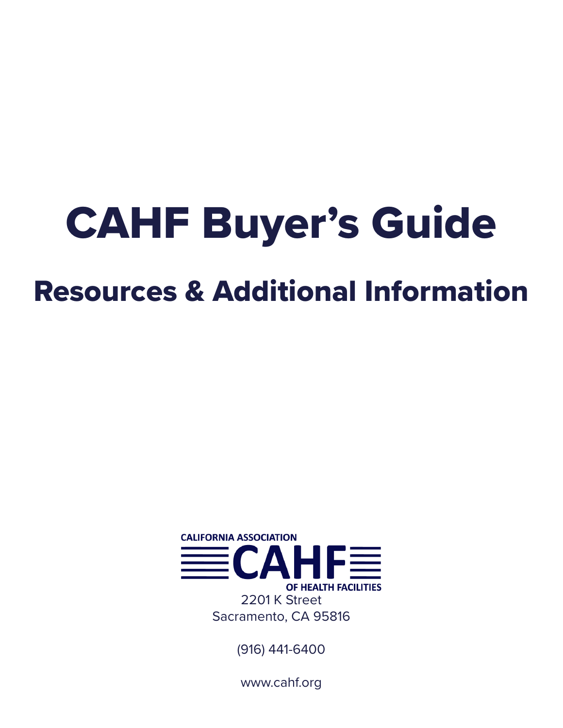# CAHF Buyer's Guide

## Resources & Additional Information

CALIFORNIA ASSOCIATION

CAHF

OF HEALTH FACILITIES

2201 K Street
Sacramento, CA 95816

(916) 441-6400

www.cahf.org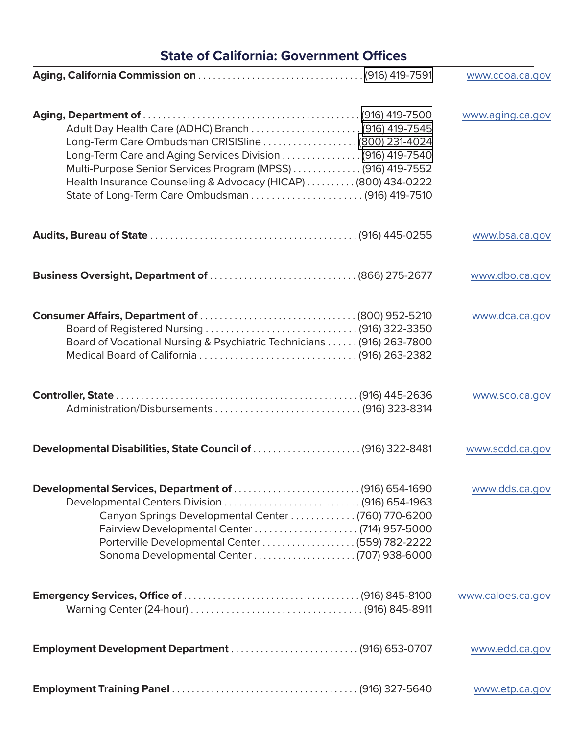## State of California: Government Offices

**Aging, California Commission on** . . . . . . . . . . . . . . . . . . . . . . . . . . . . . . . . . (916) 419-7591 www.ccoa.ca.gov

**Aging, Department of** . . . . . . . . . . . . . . . . . . . . . . . . . . . . . . . . . . . . . . . . . . (916) 419-7500 www.aging.ca.gov

- Adult Day Health Care (ADHC) Branch . . . . . . . . . . . . . . . . . . . . . (916) 419-7545
- Long-Term Care Ombudsman CRISISline . . . . . . . . . . . . . . . . . . (800) 231-4024
- Long-Term Care and Aging Services Division . . . . . . . . . . . . . . . (916) 419-7540
- Multi-Purpose Senior Services Program (MPSS) . . . . . . . . . . . . . (916) 419-7552
- Health Insurance Counseling & Advocacy (HICAP) . . . . . . . . . . (800) 434-0222
- State of Long-Term Care Ombudsman . . . . . . . . . . . . . . . . . . . . . . (916) 419-7510

**Audits, Bureau of State** . . . . . . . . . . . . . . . . . . . . . . . . . . . . . . . . . . . . . . . . . (916) 445-0255 www.bsa.ca.gov

**Business Oversight, Department of** . . . . . . . . . . . . . . . . . . . . . . . . . . . . . (866) 275-2677 www.dbo.ca.gov

**Consumer Affairs, Department of** . . . . . . . . . . . . . . . . . . . . . . . . . . . . . . . (800) 952-5210 www.dca.ca.gov

- Board of Registered Nursing . . . . . . . . . . . . . . . . . . . . . . . . . . . . . . (916) 322-3350
- Board of Vocational Nursing & Psychiatric Technicians . . . . . . (916) 263-7800
- Medical Board of California . . . . . . . . . . . . . . . . . . . . . . . . . . . . . . . (916) 263-2382

**Controller, State** . . . . . . . . . . . . . . . . . . . . . . . . . . . . . . . . . . . . . . . . . . . . . . . . (916) 445-2636 www.sco.ca.gov

- Administration/Disbursements . . . . . . . . . . . . . . . . . . . . . . . . . . . . . (916) 323-8314

**Developmental Disabilities, State Council of** . . . . . . . . . . . . . . . . . . . . . (916) 322-8481 www.scdd.ca.gov

**Developmental Services, Department of** . . . . . . . . . . . . . . . . . . . . . . . . . (916) 654-1690 www.dds.ca.gov

- Developmental Centers Division . . . . . . . . . . . . . . . . . . . . . . . . . . . (916) 654-1963
  - Canyon Springs Developmental Center . . . . . . . . . . . . . (760) 770-6200
  - Fairview Developmental Center . . . . . . . . . . . . . . . . . . . . . (714) 957-5000
  - Porterville Developmental Center . . . . . . . . . . . . . . . . . . . (559) 782-2222
  - Sonoma Developmental Center . . . . . . . . . . . . . . . . . . . . . (707) 938-6000

**Emergency Services, Office of** . . . . . . . . . . . . . . . . . . . . . . . . . . . . . . . . . . (916) 845-8100 www.caloes.ca.gov

- Warning Center (24-hour) . . . . . . . . . . . . . . . . . . . . . . . . . . . . . . . . . . (916) 845-8911

**Employment Development Department** . . . . . . . . . . . . . . . . . . . . . . . . . . (916) 653-0707 www.edd.ca.gov

**Employment Training Panel** . . . . . . . . . . . . . . . . . . . . . . . . . . . . . . . . . . . . . (916) 327-5640 www.etp.ca.gov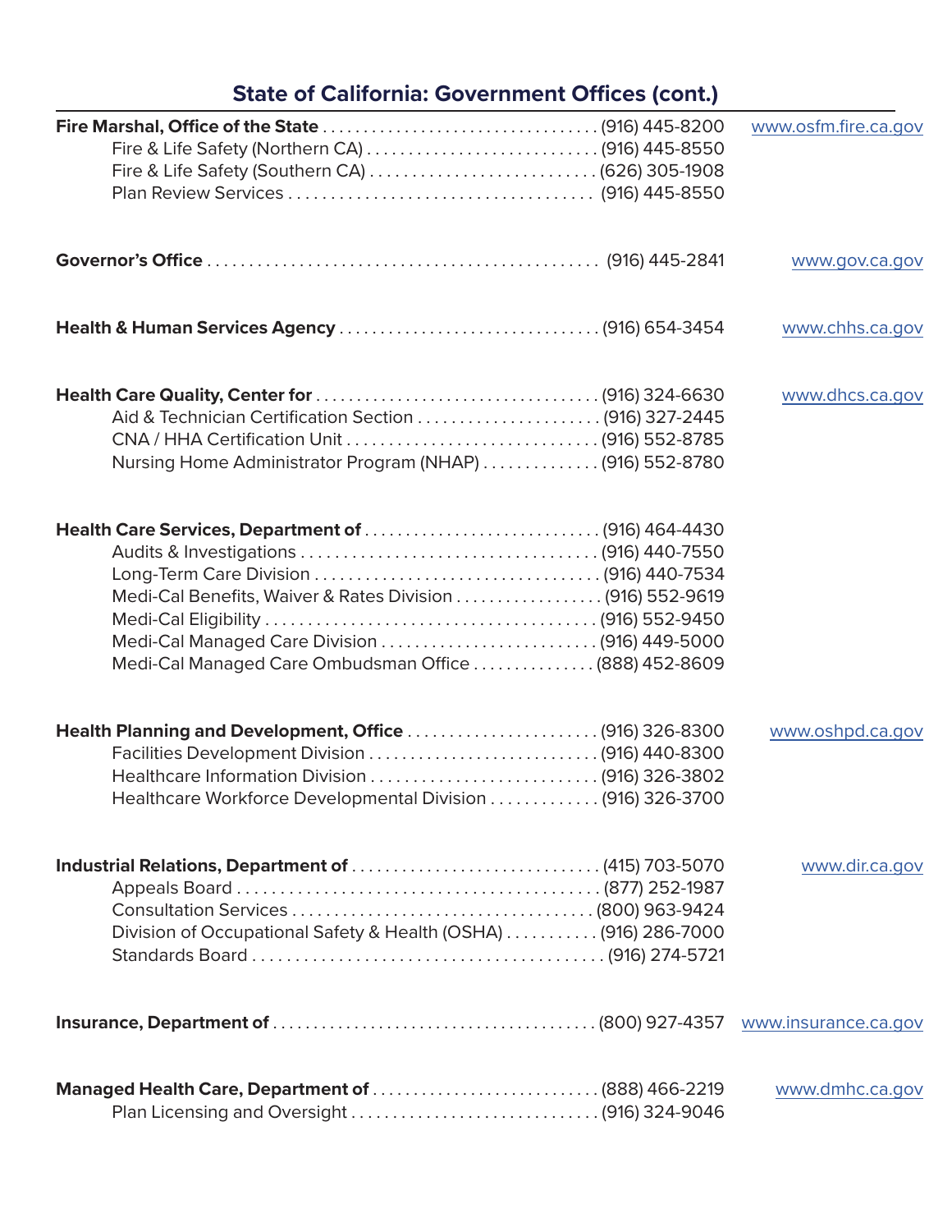## State of California: Government Offices (cont.)

| Office | Phone | Website |
|---|---|---|
| **Fire Marshal, Office of the State** | (916) 445-8200 | www.osfm.fire.ca.gov |
| Fire & Life Safety (Northern CA) | (916) 445-8550 | |
| Fire & Life Safety (Southern CA) | (626) 305-1908 | |
| Plan Review Services | (916) 445-8550 | |
| **Governor's Office** | (916) 445-2841 | www.gov.ca.gov |
| **Health & Human Services Agency** | (916) 654-3454 | www.chhs.ca.gov |
| **Health Care Quality, Center for** | (916) 324-6630 | www.dhcs.ca.gov |
| Aid & Technician Certification Section | (916) 327-2445 | |
| CNA / HHA Certification Unit | (916) 552-8785 | |
| Nursing Home Administrator Program (NHAP) | (916) 552-8780 | |
| **Health Care Services, Department of** | (916) 464-4430 | |
| Audits & Investigations | (916) 440-7550 | |
| Long-Term Care Division | (916) 440-7534 | |
| Medi-Cal Benefits, Waiver & Rates Division | (916) 552-9619 | |
| Medi-Cal Eligibility | (916) 552-9450 | |
| Medi-Cal Managed Care Division | (916) 449-5000 | |
| Medi-Cal Managed Care Ombudsman Office | (888) 452-8609 | |
| **Health Planning and Development, Office** | (916) 326-8300 | www.oshpd.ca.gov |
| Facilities Development Division | (916) 440-8300 | |
| Healthcare Information Division | (916) 326-3802 | |
| Healthcare Workforce Developmental Division | (916) 326-3700 | |
| **Industrial Relations, Department of** | (415) 703-5070 | www.dir.ca.gov |
| Appeals Board | (877) 252-1987 | |
| Consultation Services | (800) 963-9424 | |
| Division of Occupational Safety & Health (OSHA) | (916) 286-7000 | |
| Standards Board | (916) 274-5721 | |
| **Insurance, Department of** | (800) 927-4357 | www.insurance.ca.gov |
| **Managed Health Care, Department of** | (888) 466-2219 | www.dmhc.ca.gov |
| Plan Licensing and Oversight | (916) 324-9046 | |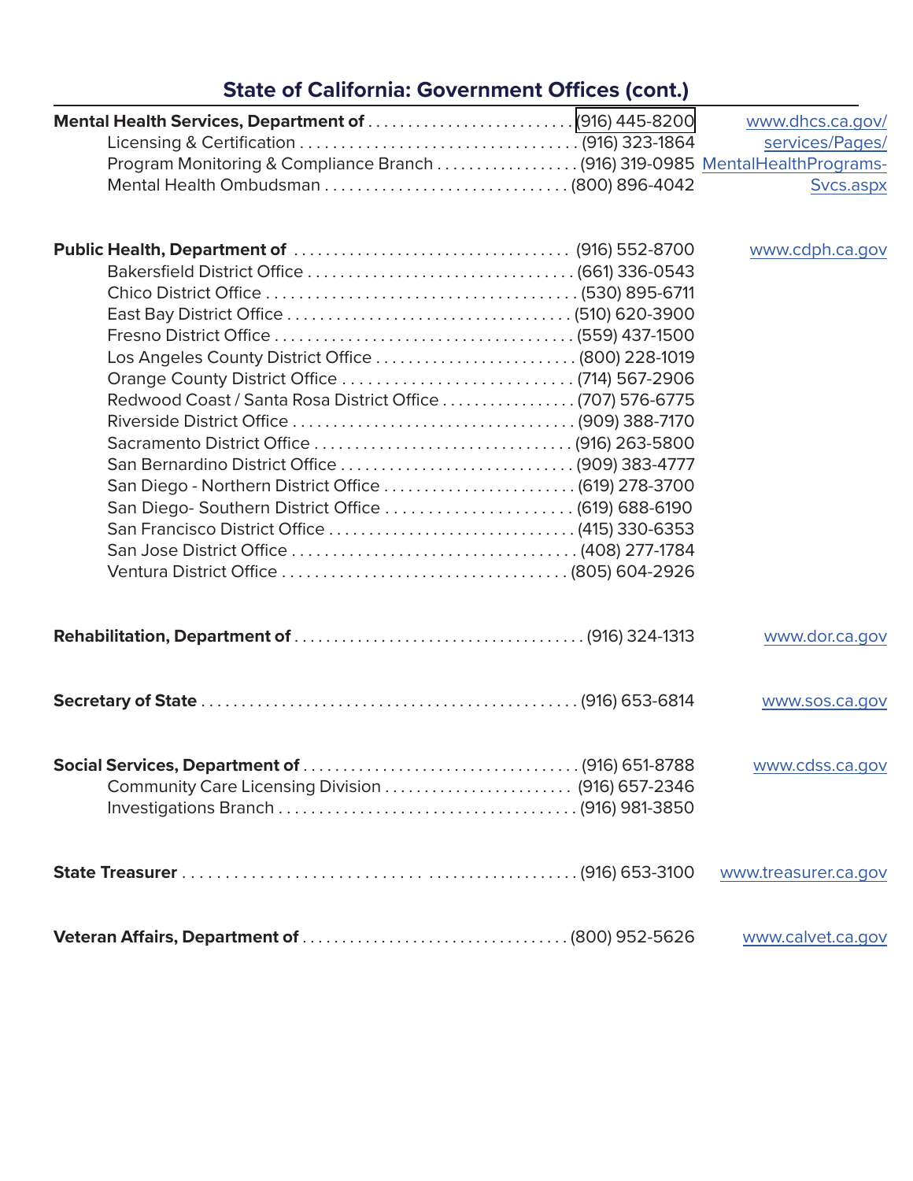## State of California: Government Offices (cont.)

**Mental Health Services, Department of** . . . . . . . . . . . . . . . . . . . . . . . . . (916) 445-8200 www.dhcs.ca.gov/services/Pages/MentalHealthPrograms-Svcs.aspx

- Licensing & Certification . . . . . . . . . . . . . . . . . . . . . . . . . . . . . . . . . . (916) 323-1864
- Program Monitoring & Compliance Branch . . . . . . . . . . . . . . . . . . (916) 319-0985
- Mental Health Ombudsman . . . . . . . . . . . . . . . . . . . . . . . . . . . . . . (800) 896-4042

**Public Health, Department of** . . . . . . . . . . . . . . . . . . . . . . . . . . . . . . . . . . (916) 552-8700 www.cdph.ca.gov

- Bakersfield District Office . . . . . . . . . . . . . . . . . . . . . . . . . . . . . . . . (661) 336-0543
- Chico District Office . . . . . . . . . . . . . . . . . . . . . . . . . . . . . . . . . . . . (530) 895-6711
- East Bay District Office . . . . . . . . . . . . . . . . . . . . . . . . . . . . . . . . . (510) 620-3900
- Fresno District Office . . . . . . . . . . . . . . . . . . . . . . . . . . . . . . . . . . . (559) 437-1500
- Los Angeles County District Office . . . . . . . . . . . . . . . . . . . . . . . . (800) 228-1019
- Orange County District Office . . . . . . . . . . . . . . . . . . . . . . . . . . . . (714) 567-2906
- Redwood Coast / Santa Rosa District Office . . . . . . . . . . . . . . . . . (707) 576-6775
- Riverside District Office . . . . . . . . . . . . . . . . . . . . . . . . . . . . . . . . . (909) 388-7170
- Sacramento District Office . . . . . . . . . . . . . . . . . . . . . . . . . . . . . . . (916) 263-5800
- San Bernardino District Office . . . . . . . . . . . . . . . . . . . . . . . . . . . . (909) 383-4777
- San Diego - Northern District Office . . . . . . . . . . . . . . . . . . . . . . . (619) 278-3700
- San Diego- Southern District Office . . . . . . . . . . . . . . . . . . . . . . . (619) 688-6190
- San Francisco District Office . . . . . . . . . . . . . . . . . . . . . . . . . . . . . (415) 330-6353
- San Jose District Office . . . . . . . . . . . . . . . . . . . . . . . . . . . . . . . . . (408) 277-1784
- Ventura District Office . . . . . . . . . . . . . . . . . . . . . . . . . . . . . . . . . . (805) 604-2926

**Rehabilitation, Department of** . . . . . . . . . . . . . . . . . . . . . . . . . . . . . . . . . (916) 324-1313 www.dor.ca.gov

**Secretary of State** . . . . . . . . . . . . . . . . . . . . . . . . . . . . . . . . . . . . . . . . . . . . (916) 653-6814 www.sos.ca.gov

**Social Services, Department of** . . . . . . . . . . . . . . . . . . . . . . . . . . . . . . . . (916) 651-8788 www.cdss.ca.gov

- Community Care Licensing Division . . . . . . . . . . . . . . . . . . . . . . . (916) 657-2346
- Investigations Branch . . . . . . . . . . . . . . . . . . . . . . . . . . . . . . . . . . . (916) 981-3850

**State Treasurer** . . . . . . . . . . . . . . . . . . . . . . . . . . . . . . . . . . . . . . . . . . . . . . (916) 653-3100 www.treasurer.ca.gov

**Veteran Affairs, Department of** . . . . . . . . . . . . . . . . . . . . . . . . . . . . . . . . (800) 952-5626 www.calvet.ca.gov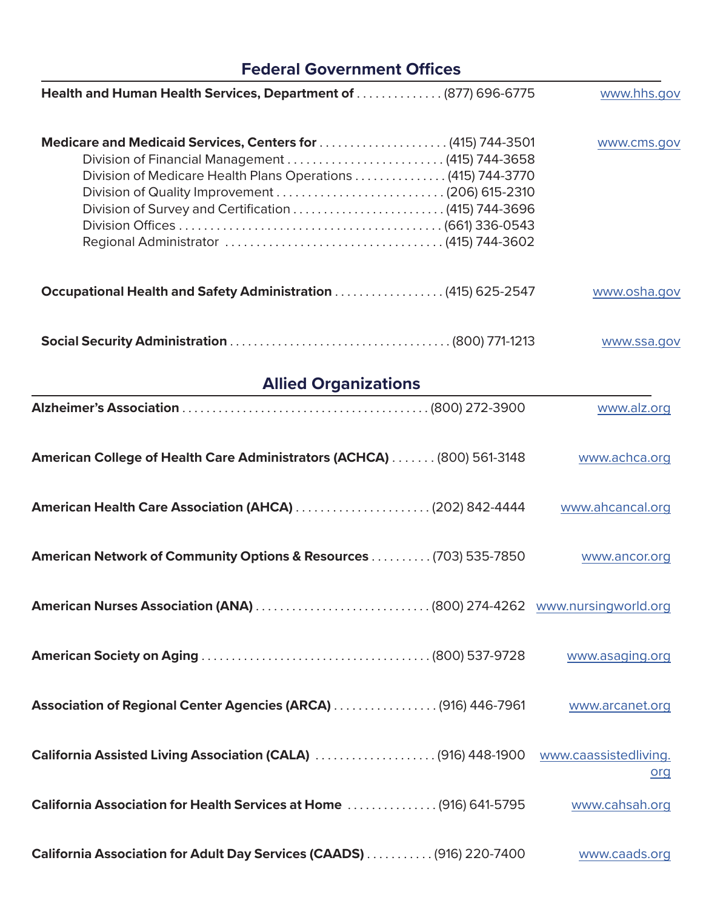## Federal Government Offices

| | | |
|---|---|---|
| **Health and Human Health Services, Department of** | (877) 696-6775 | www.hhs.gov |
| **Medicare and Medicaid Services, Centers for** | (415) 744-3501 | www.cms.gov |
| Division of Financial Management | (415) 744-3658 | |
| Division of Medicare Health Plans Operations | (415) 744-3770 | |
| Division of Quality Improvement | (206) 615-2310 | |
| Division of Survey and Certification | (415) 744-3696 | |
| Division Offices | (661) 336-0543 | |
| Regional Administrator | (415) 744-3602 | |
| **Occupational Health and Safety Administration** | (415) 625-2547 | www.osha.gov |
| **Social Security Administration** | (800) 771-1213 | www.ssa.gov |

## Allied Organizations

| | | |
|---|---|---|
| **Alzheimer's Association** | (800) 272-3900 | www.alz.org |
| **American College of Health Care Administrators (ACHCA)** | (800) 561-3148 | www.achca.org |
| **American Health Care Association (AHCA)** | (202) 842-4444 | www.ahcancal.org |
| **American Network of Community Options & Resources** | (703) 535-7850 | www.ancor.org |
| **American Nurses Association (ANA)** | (800) 274-4262 | www.nursingworld.org |
| **American Society on Aging** | (800) 537-9728 | www.asaging.org |
| **Association of Regional Center Agencies (ARCA)** | (916) 446-7961 | www.arcanet.org |
| **California Assisted Living Association (CALA)** | (916) 448-1900 | www.caassistedliving.org |
| **California Association for Health Services at Home** | (916) 641-5795 | www.cahsah.org |
| **California Association for Adult Day Services (CAADS)** | (916) 220-7400 | www.caads.org |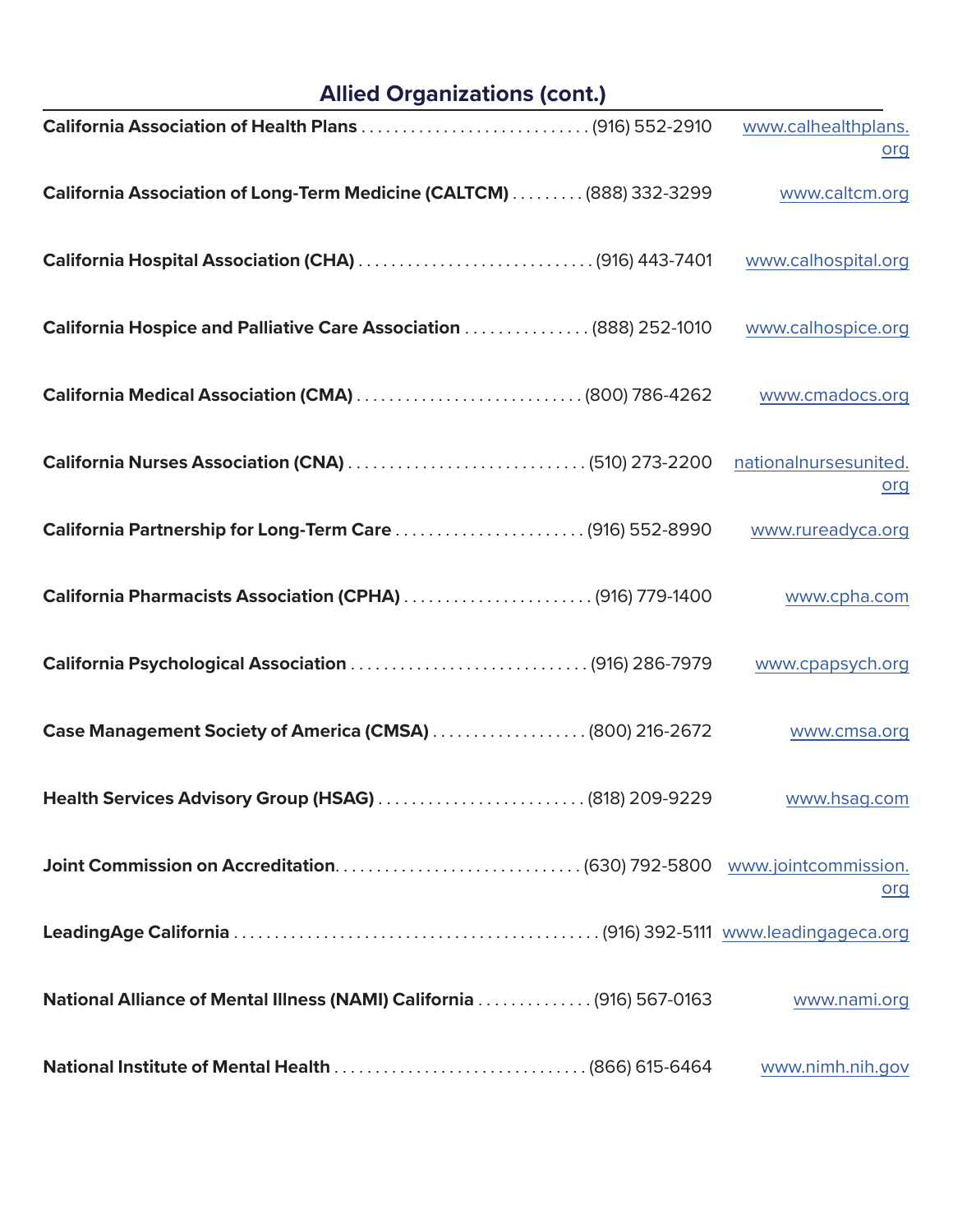## Allied Organizations (cont.)

**California Association of Health Plans** . . . . . . . . . . . . . . . . . . . . . . . . . . . . (916) 552-2910 www.calhealthplans.org

**California Association of Long-Term Medicine (CALTCM)** . . . . . . . . . (888) 332-3299 www.caltcm.org

**California Hospital Association (CHA)** . . . . . . . . . . . . . . . . . . . . . . . . . . . . . (916) 443-7401 www.calhospital.org

**California Hospice and Palliative Care Association** . . . . . . . . . . . . . . . (888) 252-1010 www.calhospice.org

**California Medical Association (CMA)** . . . . . . . . . . . . . . . . . . . . . . . . . . . . (800) 786-4262 www.cmadocs.org

**California Nurses Association (CNA)** . . . . . . . . . . . . . . . . . . . . . . . . . . . . . (510) 273-2200 nationalnursesunited.org

**California Partnership for Long-Term Care** . . . . . . . . . . . . . . . . . . . . . . . (916) 552-8990 www.rureadyca.org

**California Pharmacists Association (CPHA)** . . . . . . . . . . . . . . . . . . . . . . . (916) 779-1400 www.cpha.com

**California Psychological Association** . . . . . . . . . . . . . . . . . . . . . . . . . . . . . (916) 286-7979 www.cpapsych.org

**Case Management Society of America (CMSA)** . . . . . . . . . . . . . . . . . . . (800) 216-2672 www.cmsa.org

**Health Services Advisory Group (HSAG)** . . . . . . . . . . . . . . . . . . . . . . . . . (818) 209-9229 www.hsag.com

**Joint Commission on Accreditation**. . . . . . . . . . . . . . . . . . . . . . . . . . . . . . (630) 792-5800 www.jointcommission.org

**LeadingAge California** . . . . . . . . . . . . . . . . . . . . . . . . . . . . . . . . . . . . . . . . . . . . (916) 392-5111 www.leadingageca.org

**National Alliance of Mental Illness (NAMI) California** . . . . . . . . . . . . . . (916) 567-0163 www.nami.org

**National Institute of Mental Health** . . . . . . . . . . . . . . . . . . . . . . . . . . . . . . . (866) 615-6464 www.nimh.nih.gov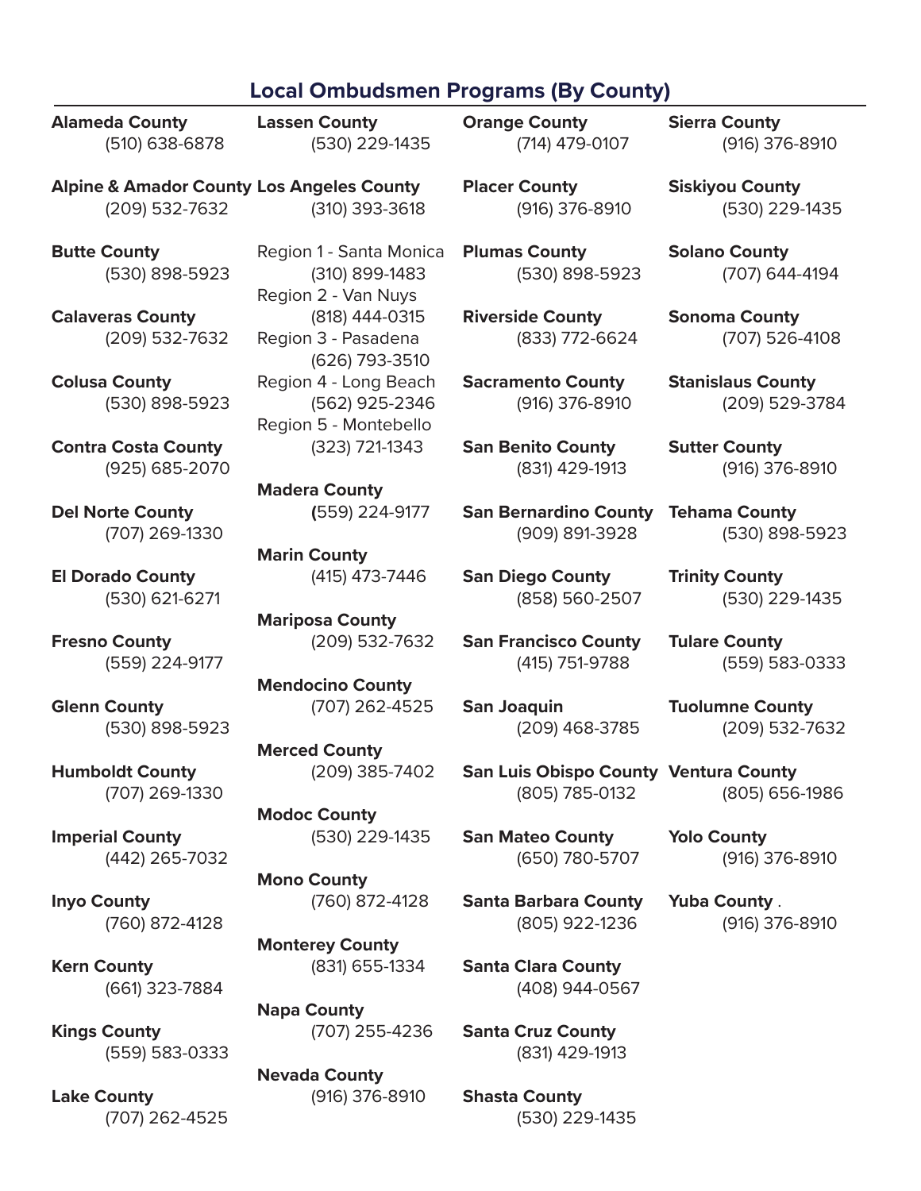## Local Ombudsmen Programs (By County)

**Alameda County**
(510) 638-6878

**Alpine & Amador County**
(209) 532-7632

**Butte County**
(530) 898-5923

**Calaveras County**
(209) 532-7632

**Colusa County**
(530) 898-5923

**Contra Costa County**
(925) 685-2070

**Del Norte County**
(707) 269-1330

**El Dorado County**
(530) 621-6271

**Fresno County**
(559) 224-9177

**Glenn County**
(530) 898-5923

**Humboldt County**
(707) 269-1330

**Imperial County**
(442) 265-7032

**Inyo County**
(760) 872-4128

**Kern County**
(661) 323-7884

**Kings County**
(559) 583-0333

**Lake County**
(707) 262-4525

**Lassen County**
(530) 229-1435

**Los Angeles County**
(310) 393-3618

Region 1 - Santa Monica
(310) 899-1483
Region 2 - Van Nuys
(818) 444-0315
Region 3 - Pasadena
(626) 793-3510
Region 4 - Long Beach
(562) 925-2346
Region 5 - Montebello
(323) 721-1343

**Madera County**
(559) 224-9177

**Marin County**
(415) 473-7446

**Mariposa County**
(209) 532-7632

**Mendocino County**
(707) 262-4525

**Merced County**
(209) 385-7402

**Modoc County**
(530) 229-1435

**Mono County**
(760) 872-4128

**Monterey County**
(831) 655-1334

**Napa County**
(707) 255-4236

**Nevada County**
(916) 376-8910

**Orange County**
(714) 479-0107

**Placer County**
(916) 376-8910

**Plumas County**
(530) 898-5923

**Riverside County**
(833) 772-6624

**Sacramento County**
(916) 376-8910

**San Benito County**
(831) 429-1913

**San Bernardino County**
(909) 891-3928

**San Diego County**
(858) 560-2507

**San Francisco County**
(415) 751-9788

**San Joaquin**
(209) 468-3785

**San Luis Obispo County**
(805) 785-0132

**San Mateo County**
(650) 780-5707

**Santa Barbara County**
(805) 922-1236

**Santa Clara County**
(408) 944-0567

**Santa Cruz County**
(831) 429-1913

**Shasta County**
(530) 229-1435

**Sierra County**
(916) 376-8910

**Siskiyou County**
(530) 229-1435

**Solano County**
(707) 644-4194

**Sonoma County**
(707) 526-4108

**Stanislaus County**
(209) 529-3784

**Sutter County**
(916) 376-8910

**Tehama County**
(530) 898-5923

**Trinity County**
(530) 229-1435

**Tulare County**
(559) 583-0333

**Tuolumne County**
(209) 532-7632

**Ventura County**
(805) 656-1986

**Yolo County**
(916) 376-8910

**Yuba County** .
(916) 376-8910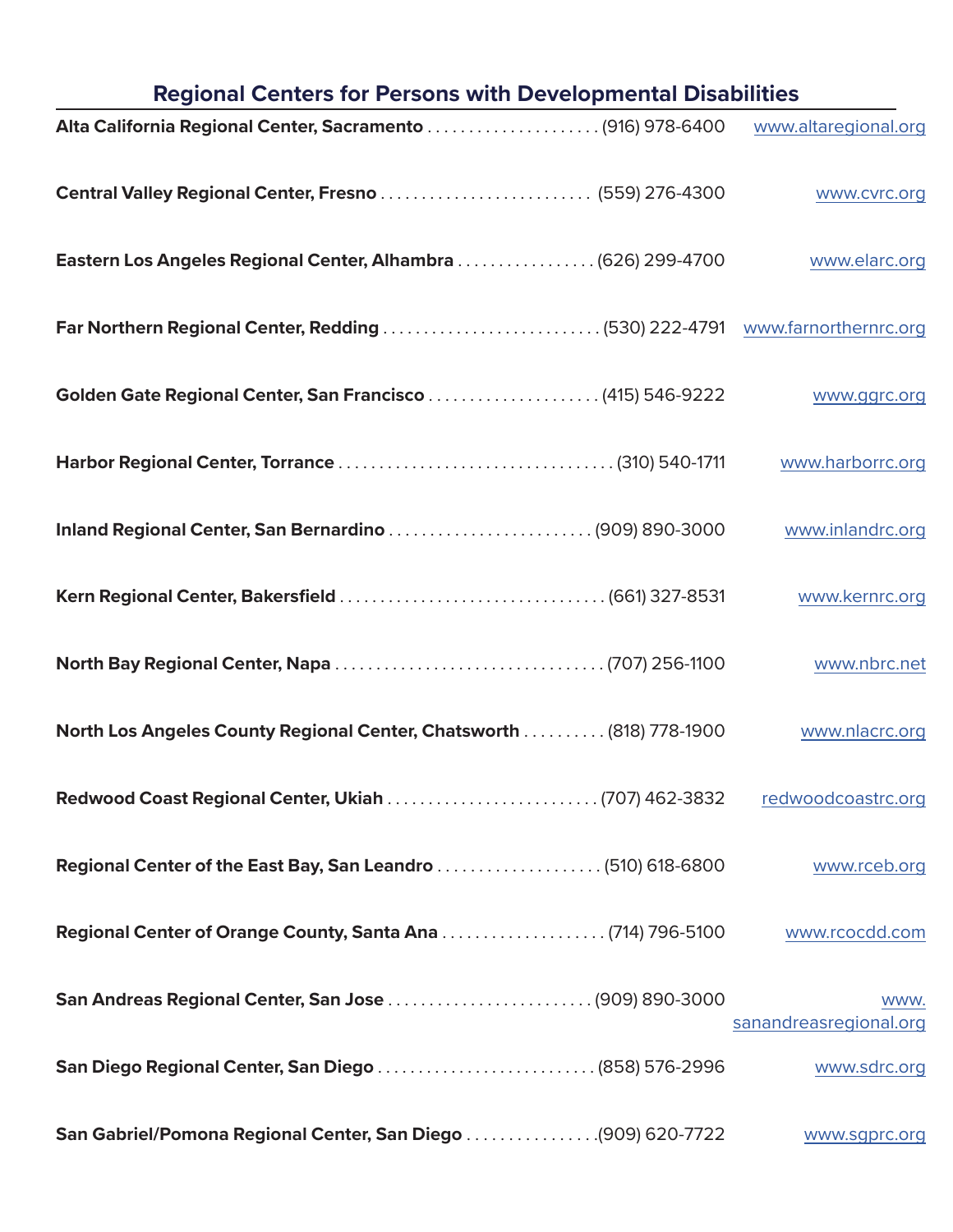## Regional Centers for Persons with Developmental Disabilities

| | | |
|---|---|---|
| **Alta California Regional Center, Sacramento** | (916) 978-6400 | www.altaregional.org |
| **Central Valley Regional Center, Fresno** | (559) 276-4300 | www.cvrc.org |
| **Eastern Los Angeles Regional Center, Alhambra** | (626) 299-4700 | www.elarc.org |
| **Far Northern Regional Center, Redding** | (530) 222-4791 | www.farnorthernrc.org |
| **Golden Gate Regional Center, San Francisco** | (415) 546-9222 | www.ggrc.org |
| **Harbor Regional Center, Torrance** | (310) 540-1711 | www.harborrc.org |
| **Inland Regional Center, San Bernardino** | (909) 890-3000 | www.inlandrc.org |
| **Kern Regional Center, Bakersfield** | (661) 327-8531 | www.kernrc.org |
| **North Bay Regional Center, Napa** | (707) 256-1100 | www.nbrc.net |
| **North Los Angeles County Regional Center, Chatsworth** | (818) 778-1900 | www.nlacrc.org |
| **Redwood Coast Regional Center, Ukiah** | (707) 462-3832 | redwoodcoastrc.org |
| **Regional Center of the East Bay, San Leandro** | (510) 618-6800 | www.rceb.org |
| **Regional Center of Orange County, Santa Ana** | (714) 796-5100 | www.rcocdd.com |
| **San Andreas Regional Center, San Jose** | (909) 890-3000 | www.sanandreasregional.org |
| **San Diego Regional Center, San Diego** | (858) 576-2996 | www.sdrc.org |
| **San Gabriel/Pomona Regional Center, San Diego** | (909) 620-7722 | www.sgprc.org |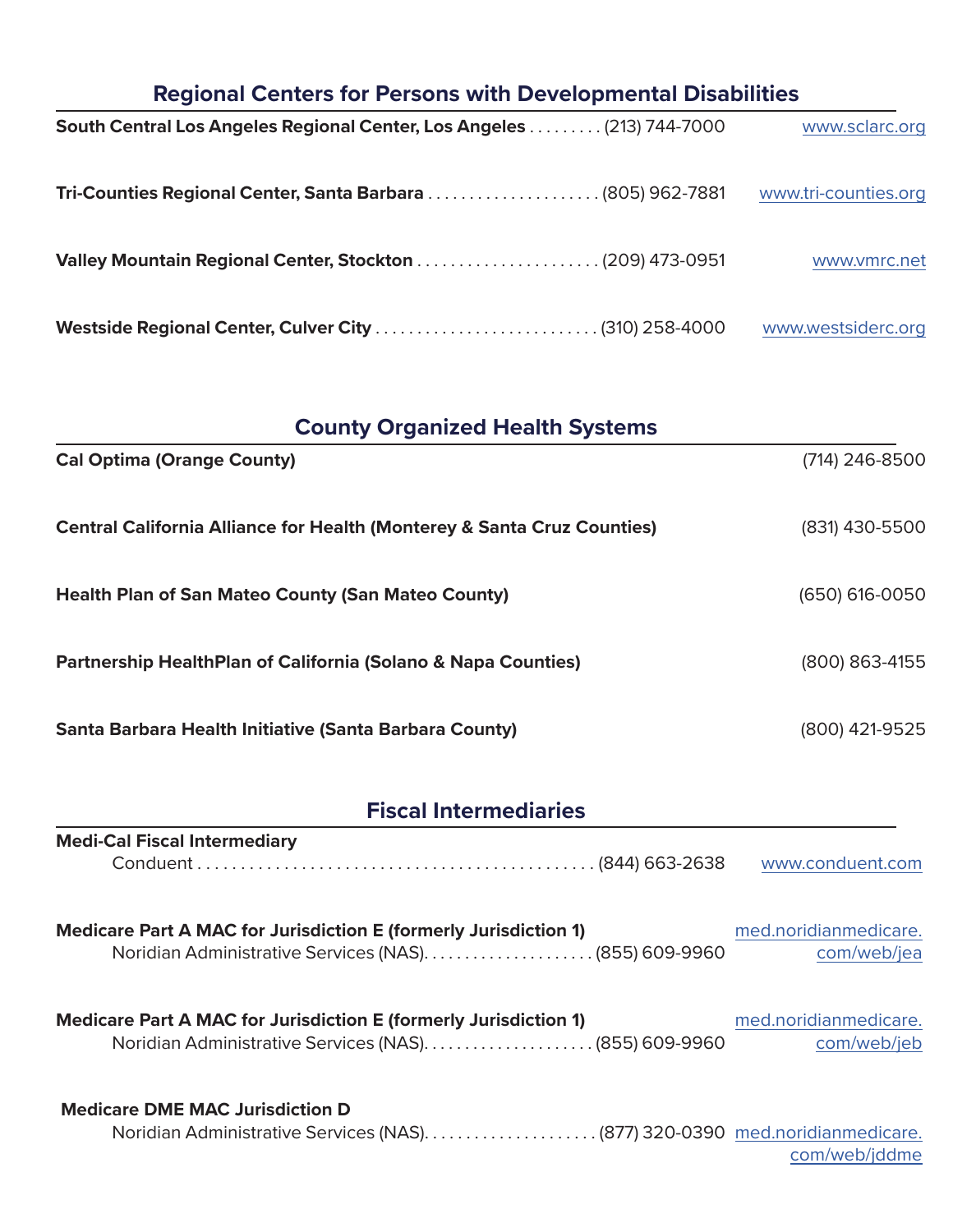## Regional Centers for Persons with Developmental Disabilities

**South Central Los Angeles Regional Center, Los Angeles** . . . . . . . . . (213) 744-7000 www.sclarc.org

**Tri-Counties Regional Center, Santa Barbara** . . . . . . . . . . . . . . . . . . . . . (805) 962-7881 www.tri-counties.org

**Valley Mountain Regional Center, Stockton** . . . . . . . . . . . . . . . . . . . . . . (209) 473-0951 www.vmrc.net

**Westside Regional Center, Culver City** . . . . . . . . . . . . . . . . . . . . . . . . . . . (310) 258-4000 www.westsiderc.org

## County Organized Health Systems

**Cal Optima (Orange County)** (714) 246-8500

**Central California Alliance for Health (Monterey & Santa Cruz Counties)** (831) 430-5500

**Health Plan of San Mateo County (San Mateo County)** (650) 616-0050

**Partnership HealthPlan of California (Solano & Napa Counties)** (800) 863-4155

**Santa Barbara Health Initiative (Santa Barbara County)** (800) 421-9525

## Fiscal Intermediaries

**Medi-Cal Fiscal Intermediary**
Conduent . . . . . . . . . . . . . . . . . . . . . . . . . . . . . . . . . . . . . . . . . . . . . . (844) 663-2638 www.conduent.com

**Medicare Part A MAC for Jurisdiction E (formerly Jurisdiction 1)**
Noridian Administrative Services (NAS). . . . . . . . . . . . . . . . . . . . . (855) 609-9960 med.noridianmedicare.com/web/jea

**Medicare Part A MAC for Jurisdiction E (formerly Jurisdiction 1)**
Noridian Administrative Services (NAS). . . . . . . . . . . . . . . . . . . . . (855) 609-9960 med.noridianmedicare.com/web/jeb

**Medicare DME MAC Jurisdiction D**
Noridian Administrative Services (NAS). . . . . . . . . . . . . . . . . . . . . (877) 320-0390 med.noridianmedicare.com/web/jddme